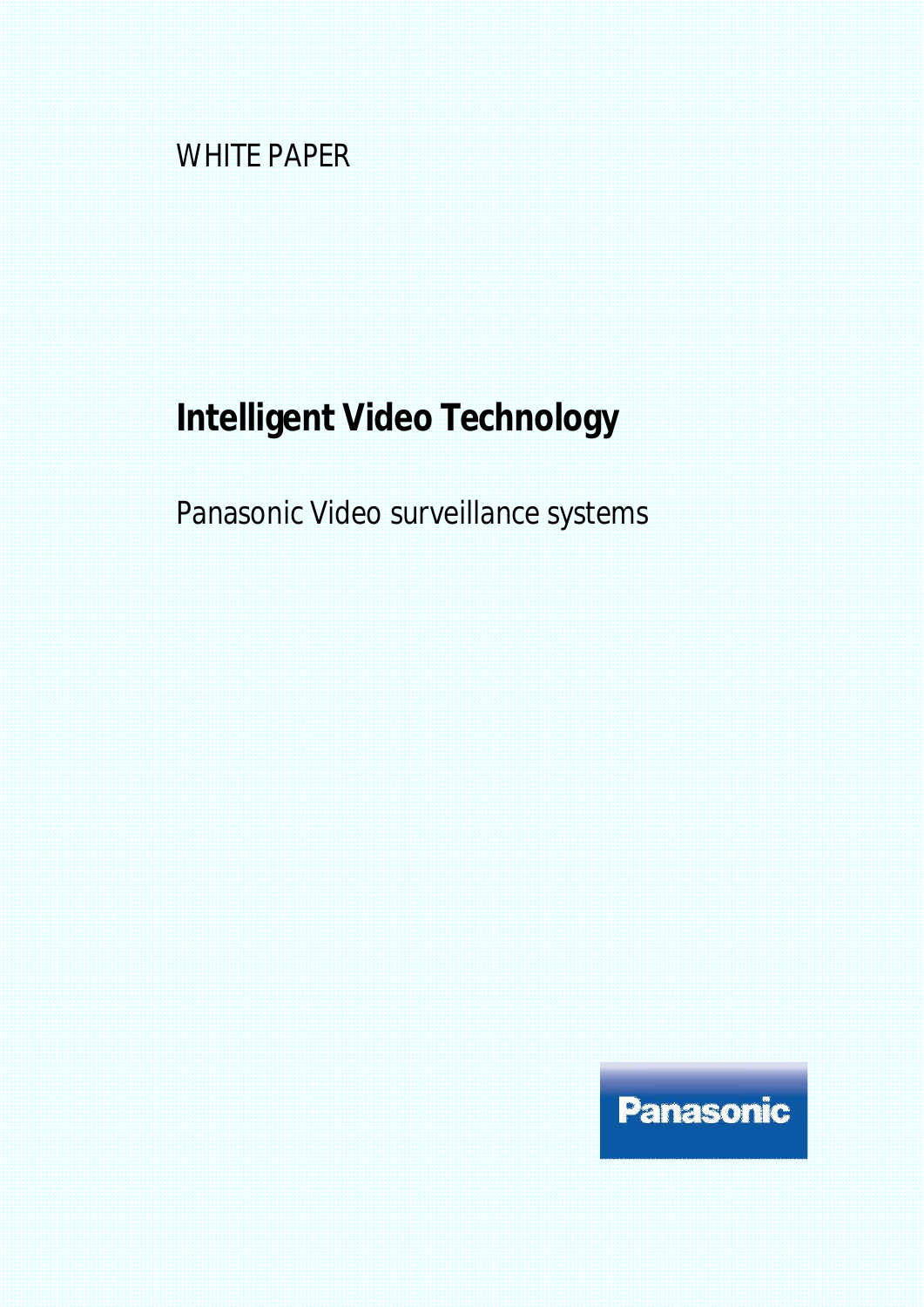WHITE PAPER

# Intelligent Video Technology

Panasonic Video surveillance systems

Panasonic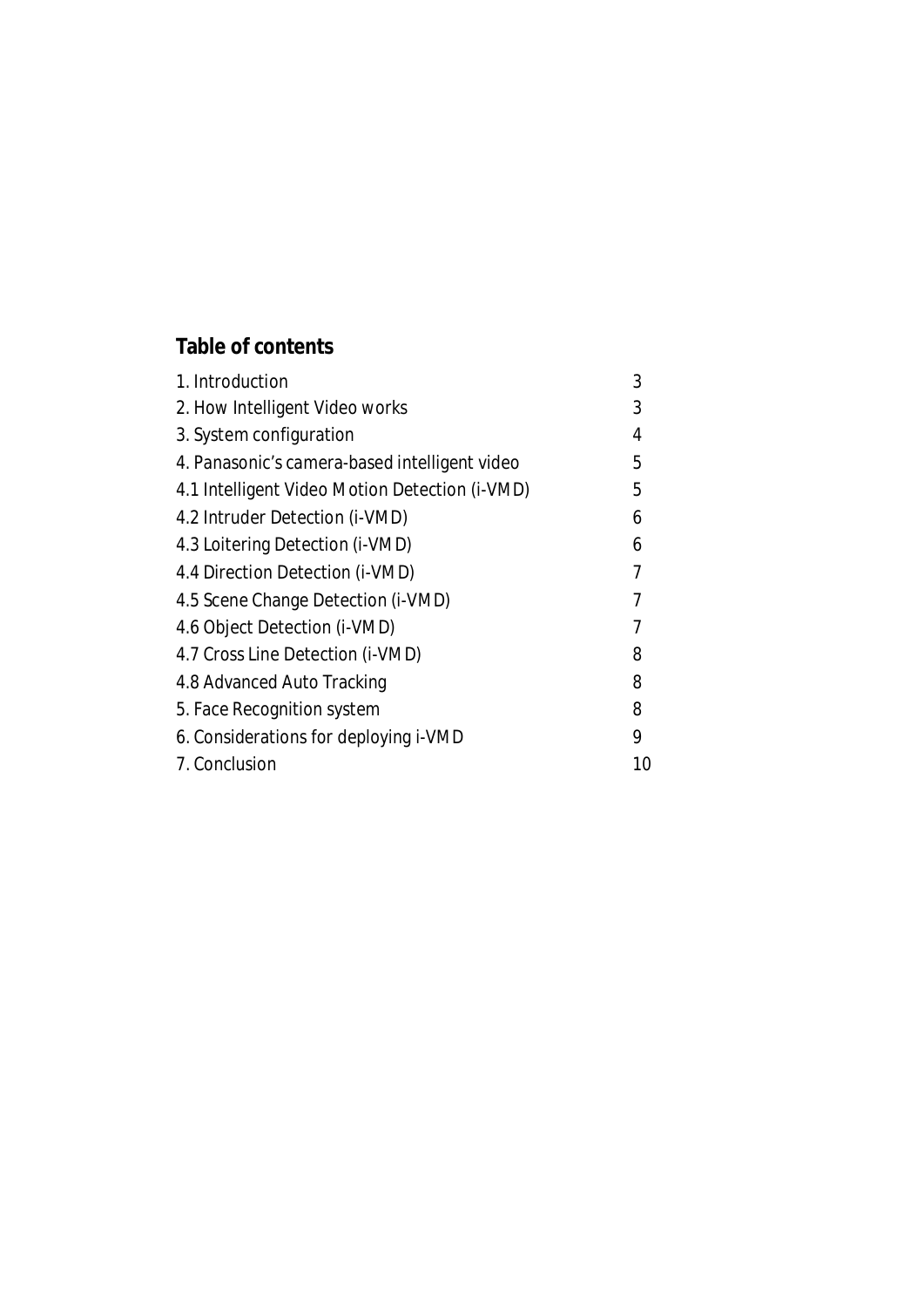## Table of contents

| | |
|---|---|
| 1. Introduction | 3 |
| 2. How Intelligent Video works | 3 |
| 3. System configuration | 4 |
| 4. Panasonic's camera-based intelligent video | 5 |
| 4.1 Intelligent Video Motion Detection (i-VMD) | 5 |
| 4.2 Intruder Detection (i-VMD) | 6 |
| 4.3 Loitering Detection (i-VMD) | 6 |
| 4.4 Direction Detection (i-VMD) | 7 |
| 4.5 Scene Change Detection (i-VMD) | 7 |
| 4.6 Object Detection (i-VMD) | 7 |
| 4.7 Cross Line Detection (i-VMD) | 8 |
| 4.8 Advanced Auto Tracking | 8 |
| 5. Face Recognition system | 8 |
| 6. Considerations for deploying i-VMD | 9 |
| 7. Conclusion | 10 |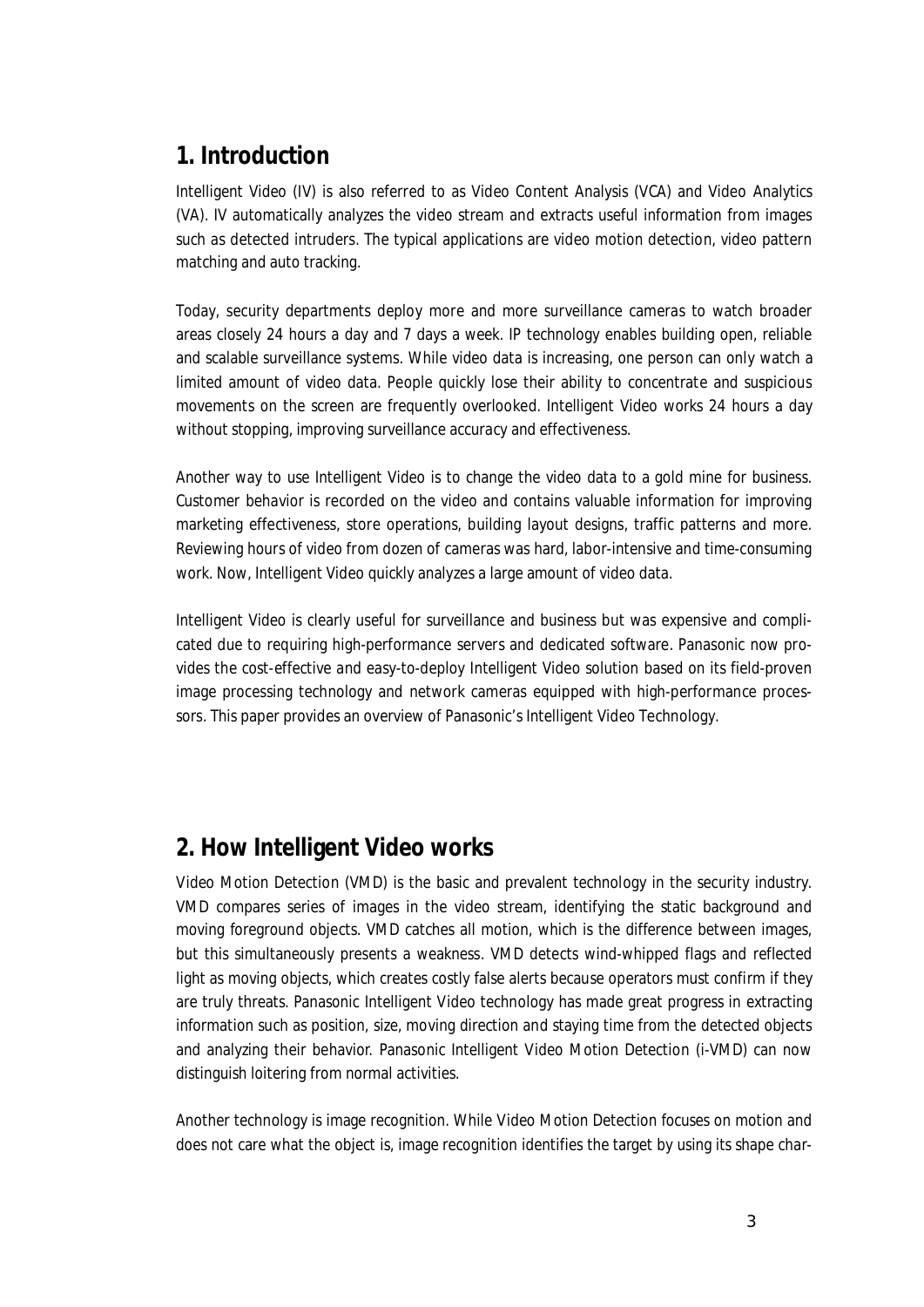## 1. Introduction

Intelligent Video (IV) is also referred to as Video Content Analysis (VCA) and Video Analytics (VA). IV automatically analyzes the video stream and extracts useful information from images such as detected intruders. The typical applications are video motion detection, video pattern matching and auto tracking.

Today, security departments deploy more and more surveillance cameras to watch broader areas closely 24 hours a day and 7 days a week. IP technology enables building open, reliable and scalable surveillance systems. While video data is increasing, one person can only watch a limited amount of video data. People quickly lose their ability to concentrate and suspicious movements on the screen are frequently overlooked. Intelligent Video works 24 hours a day without stopping, improving surveillance accuracy and effectiveness.

Another way to use Intelligent Video is to change the video data to a gold mine for business. Customer behavior is recorded on the video and contains valuable information for improving marketing effectiveness, store operations, building layout designs, traffic patterns and more. Reviewing hours of video from dozen of cameras was hard, labor-intensive and time-consuming work. Now, Intelligent Video quickly analyzes a large amount of video data.

Intelligent Video is clearly useful for surveillance and business but was expensive and complicated due to requiring high-performance servers and dedicated software. Panasonic now provides the cost-effective and easy-to-deploy Intelligent Video solution based on its field-proven image processing technology and network cameras equipped with high-performance processors. This paper provides an overview of Panasonic's Intelligent Video Technology.

## 2. How Intelligent Video works

Video Motion Detection (VMD) is the basic and prevalent technology in the security industry. VMD compares series of images in the video stream, identifying the static background and moving foreground objects. VMD catches all motion, which is the difference between images, but this simultaneously presents a weakness. VMD detects wind-whipped flags and reflected light as moving objects, which creates costly false alerts because operators must confirm if they are truly threats. Panasonic Intelligent Video technology has made great progress in extracting information such as position, size, moving direction and staying time from the detected objects and analyzing their behavior. Panasonic Intelligent Video Motion Detection (i-VMD) can now distinguish loitering from normal activities.

Another technology is image recognition. While Video Motion Detection focuses on motion and does not care what the object is, image recognition identifies the target by using its shape char-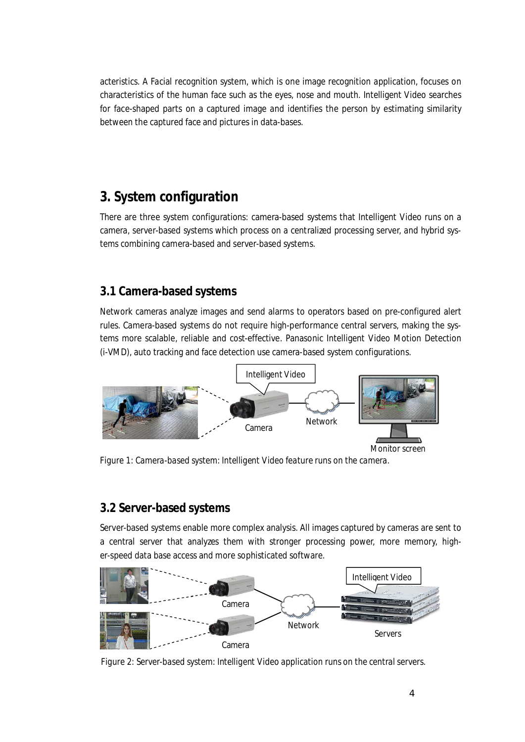acteristics. A Facial recognition system, which is one image recognition application, focuses on characteristics of the human face such as the eyes, nose and mouth. Intelligent Video searches for face-shaped parts on a captured image and identifies the person by estimating similarity between the captured face and pictures in data-bases.

## 3. System configuration

There are three system configurations: camera-based systems that Intelligent Video runs on a camera, server-based systems which process on a centralized processing server, and hybrid systems combining camera-based and server-based systems.

### 3.1 Camera-based systems

Network cameras analyze images and send alarms to operators based on pre-configured alert rules. Camera-based systems do not require high-performance central servers, making the systems more scalable, reliable and cost-effective. Panasonic Intelligent Video Motion Detection (i-VMD), auto tracking and face detection use camera-based system configurations.

Figure 1: Camera-based system: Intelligent Video feature runs on the camera.

### 3.2 Server-based systems

Server-based systems enable more complex analysis. All images captured by cameras are sent to a central server that analyzes them with stronger processing power, more memory, higher-speed data base access and more sophisticated software.

Figure 2: Server-based system: Intelligent Video application runs on the central servers.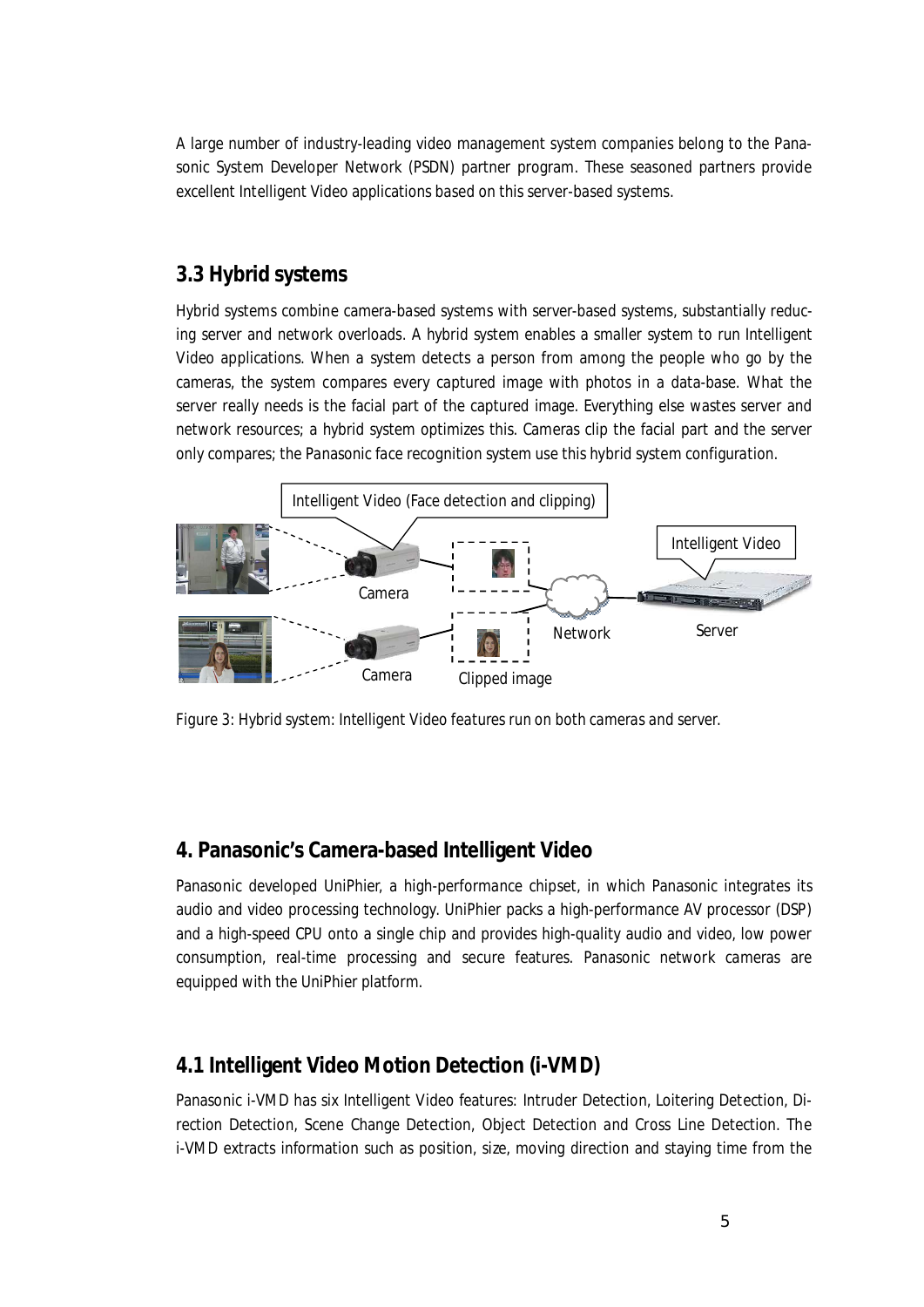A large number of industry-leading video management system companies belong to the Panasonic System Developer Network (PSDN) partner program. These seasoned partners provide excellent Intelligent Video applications based on this server-based systems.

## 3.3 Hybrid systems

Hybrid systems combine camera-based systems with server-based systems, substantially reducing server and network overloads. A hybrid system enables a smaller system to run Intelligent Video applications. When a system detects a person from among the people who go by the cameras, the system compares every captured image with photos in a data-base. What the server really needs is the facial part of the captured image. Everything else wastes server and network resources; a hybrid system optimizes this. Cameras clip the facial part and the server only compares; the Panasonic face recognition system use this hybrid system configuration.

Figure 3: Hybrid system: Intelligent Video features run on both cameras and server.

## 4. Panasonic's Camera-based Intelligent Video

Panasonic developed UniPhier, a high-performance chipset, in which Panasonic integrates its audio and video processing technology. UniPhier packs a high-performance AV processor (DSP) and a high-speed CPU onto a single chip and provides high-quality audio and video, low power consumption, real-time processing and secure features. Panasonic network cameras are equipped with the UniPhier platform.

## 4.1 Intelligent Video Motion Detection (i-VMD)

Panasonic i-VMD has six Intelligent Video features: Intruder Detection, Loitering Detection, Direction Detection, Scene Change Detection, Object Detection and Cross Line Detection. The i-VMD extracts information such as position, size, moving direction and staying time from the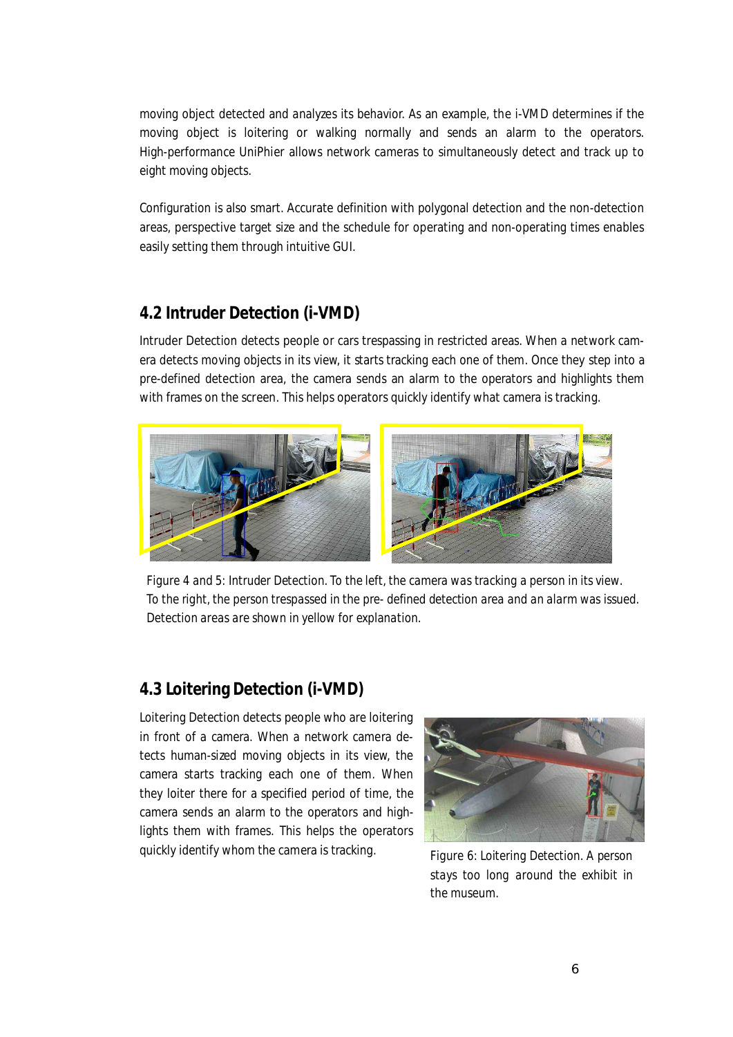moving object detected and analyzes its behavior. As an example, the i-VMD determines if the moving object is loitering or walking normally and sends an alarm to the operators. High-performance UniPhier allows network cameras to simultaneously detect and track up to eight moving objects.

Configuration is also smart. Accurate definition with polygonal detection and the non-detection areas, perspective target size and the schedule for operating and non-operating times enables easily setting them through intuitive GUI.

## 4.2 Intruder Detection (i-VMD)

Intruder Detection detects people or cars trespassing in restricted areas. When a network camera detects moving objects in its view, it starts tracking each one of them. Once they step into a pre-defined detection area, the camera sends an alarm to the operators and highlights them with frames on the screen. This helps operators quickly identify what camera is tracking.

Figure 4 and 5: Intruder Detection. To the left, the camera was tracking a person in its view. To the right, the person trespassed in the pre- defined detection area and an alarm was issued. Detection areas are shown in yellow for explanation.

## 4.3 Loitering Detection (i-VMD)

Loitering Detection detects people who are loitering in front of a camera. When a network camera detects human-sized moving objects in its view, the camera starts tracking each one of them. When they loiter there for a specified period of time, the camera sends an alarm to the operators and highlights them with frames. This helps the operators quickly identify whom the camera is tracking.

Figure 6: Loitering Detection. A person stays too long around the exhibit in the museum.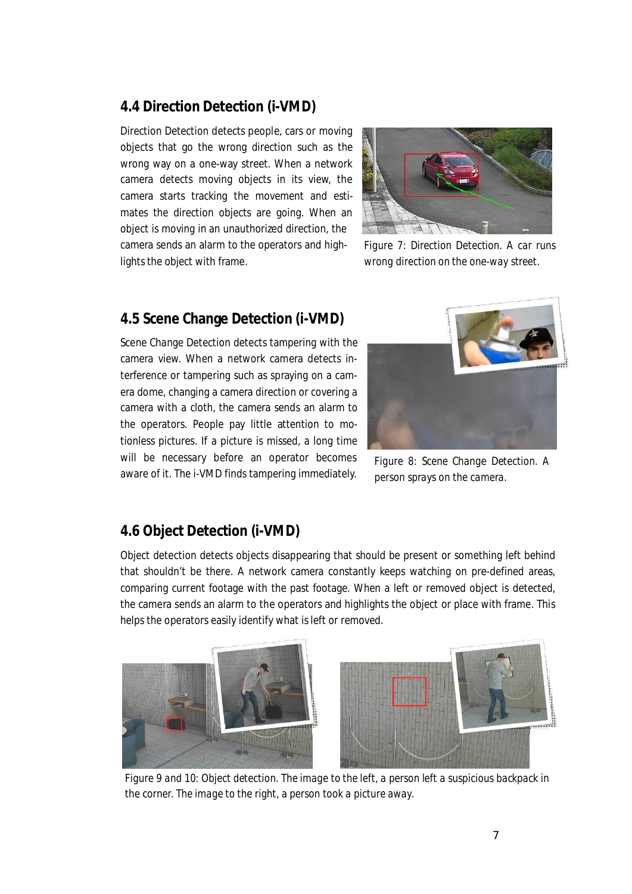## 4.4 Direction Detection (i-VMD)

Direction Detection detects people, cars or moving objects that go the wrong direction such as the wrong way on a one-way street. When a network camera detects moving objects in its view, the camera starts tracking the movement and estimates the direction objects are going. When an object is moving in an unauthorized direction, the camera sends an alarm to the operators and highlights the object with frame.

Figure 7: Direction Detection. A car runs wrong direction on the one-way street.

## 4.5 Scene Change Detection (i-VMD)

Scene Change Detection detects tampering with the camera view. When a network camera detects interference or tampering such as spraying on a camera dome, changing a camera direction or covering a camera with a cloth, the camera sends an alarm to the operators. People pay little attention to motionless pictures. If a picture is missed, a long time will be necessary before an operator becomes aware of it. The i-VMD finds tampering immediately.

Figure 8: Scene Change Detection. A person sprays on the camera.

## 4.6 Object Detection (i-VMD)

Object detection detects objects disappearing that should be present or something left behind that shouldn't be there. A network camera constantly keeps watching on pre-defined areas, comparing current footage with the past footage. When a left or removed object is detected, the camera sends an alarm to the operators and highlights the object or place with frame. This helps the operators easily identify what is left or removed.

Figure 9 and 10: Object detection. The image to the left, a person left a suspicious backpack in the corner. The image to the right, a person took a picture away.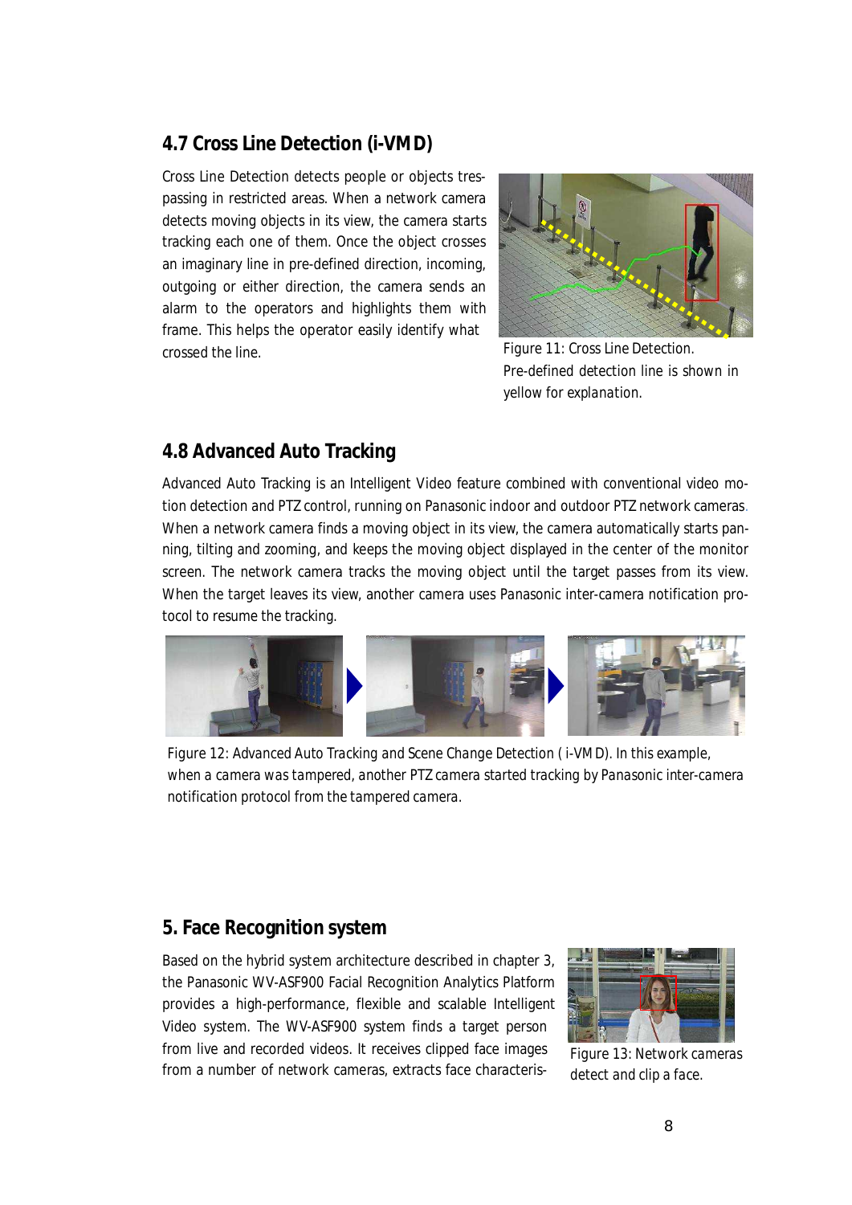## 4.7 Cross Line Detection (i-VMD)

Cross Line Detection detects people or objects trespassing in restricted areas. When a network camera detects moving objects in its view, the camera starts tracking each one of them. Once the object crosses an imaginary line in pre-defined direction, incoming, outgoing or either direction, the camera sends an alarm to the operators and highlights them with frame. This helps the operator easily identify what crossed the line.

Figure 11: Cross Line Detection. Pre-defined detection line is shown in yellow for explanation.

## 4.8 Advanced Auto Tracking

Advanced Auto Tracking is an Intelligent Video feature combined with conventional video motion detection and PTZ control, running on Panasonic indoor and outdoor PTZ network cameras. When a network camera finds a moving object in its view, the camera automatically starts panning, tilting and zooming, and keeps the moving object displayed in the center of the monitor screen. The network camera tracks the moving object until the target passes from its view. When the target leaves its view, another camera uses Panasonic inter-camera notification protocol to resume the tracking.

Figure 12: Advanced Auto Tracking and Scene Change Detection ( i-VMD). In this example, when a camera was tampered, another PTZ camera started tracking by Panasonic inter-camera notification protocol from the tampered camera.

# 5. Face Recognition system

Based on the hybrid system architecture described in chapter 3, the Panasonic WV-ASF900 Facial Recognition Analytics Platform provides a high-performance, flexible and scalable Intelligent Video system. The WV-ASF900 system finds a target person from live and recorded videos. It receives clipped face images from a number of network cameras, extracts face characteris-

Figure 13: Network cameras detect and clip a face.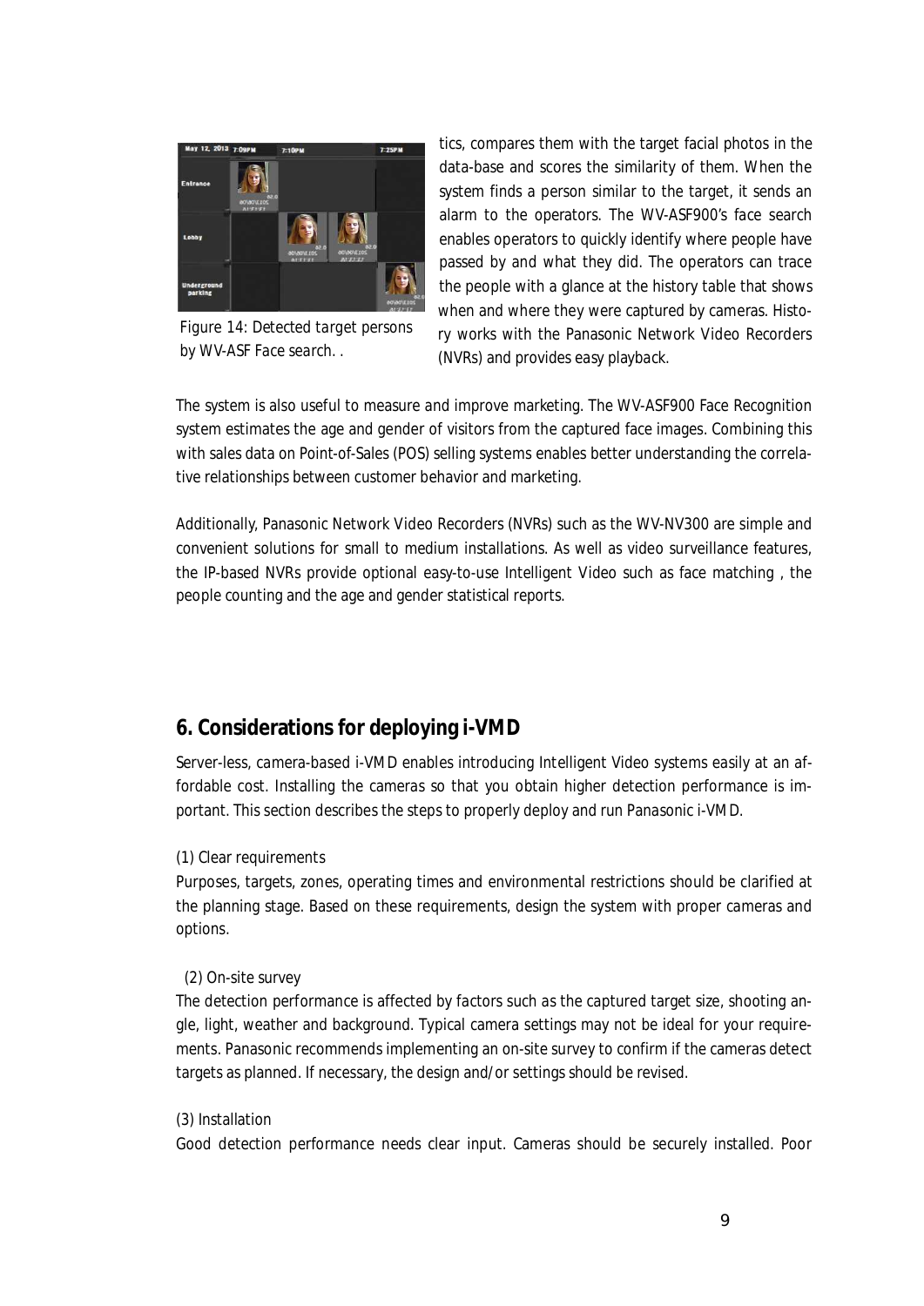Figure 14: Detected target persons by WV-ASF Face search. .

tics, compares them with the target facial photos in the data-base and scores the similarity of them. When the system finds a person similar to the target, it sends an alarm to the operators. The WV-ASF900's face search enables operators to quickly identify where people have passed by and what they did. The operators can trace the people with a glance at the history table that shows when and where they were captured by cameras. History works with the Panasonic Network Video Recorders (NVRs) and provides easy playback.

The system is also useful to measure and improve marketing. The WV-ASF900 Face Recognition system estimates the age and gender of visitors from the captured face images. Combining this with sales data on Point-of-Sales (POS) selling systems enables better understanding the correlative relationships between customer behavior and marketing.

Additionally, Panasonic Network Video Recorders (NVRs) such as the WV-NV300 are simple and convenient solutions for small to medium installations. As well as video surveillance features, the IP-based NVRs provide optional easy-to-use Intelligent Video such as face matching , the people counting and the age and gender statistical reports.

## 6. Considerations for deploying i-VMD

Server-less, camera-based i-VMD enables introducing Intelligent Video systems easily at an affordable cost. Installing the cameras so that you obtain higher detection performance is important. This section describes the steps to properly deploy and run Panasonic i-VMD.

(1) Clear requirements

Purposes, targets, zones, operating times and environmental restrictions should be clarified at the planning stage. Based on these requirements, design the system with proper cameras and options.

(2) On-site survey

The detection performance is affected by factors such as the captured target size, shooting angle, light, weather and background. Typical camera settings may not be ideal for your requirements. Panasonic recommends implementing an on-site survey to confirm if the cameras detect targets as planned. If necessary, the design and/or settings should be revised.

(3) Installation

Good detection performance needs clear input. Cameras should be securely installed. Poor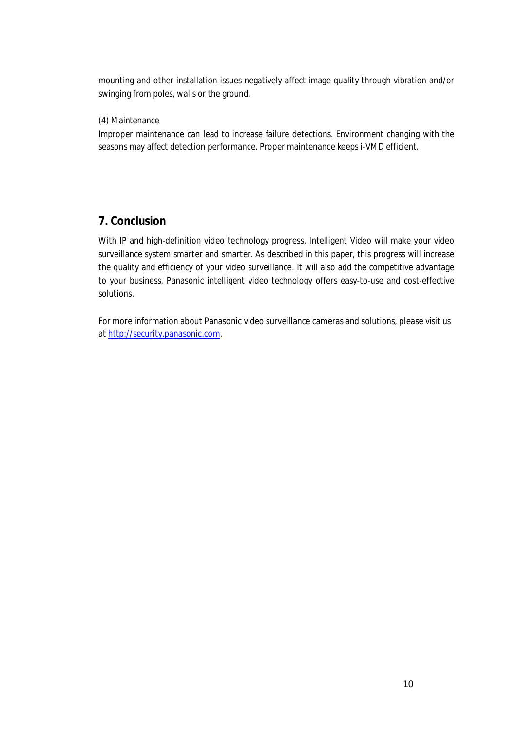mounting and other installation issues negatively affect image quality through vibration and/or swinging from poles, walls or the ground.

(4) Maintenance

Improper maintenance can lead to increase failure detections. Environment changing with the seasons may affect detection performance. Proper maintenance keeps i-VMD efficient.

## 7. Conclusion

With IP and high-definition video technology progress, Intelligent Video will make your video surveillance system smarter and smarter. As described in this paper, this progress will increase the quality and efficiency of your video surveillance. It will also add the competitive advantage to your business. Panasonic intelligent video technology offers easy-to-use and cost-effective solutions.

For more information about Panasonic video surveillance cameras and solutions, please visit us at [http://security.panasonic.com](http://security.panasonic.com).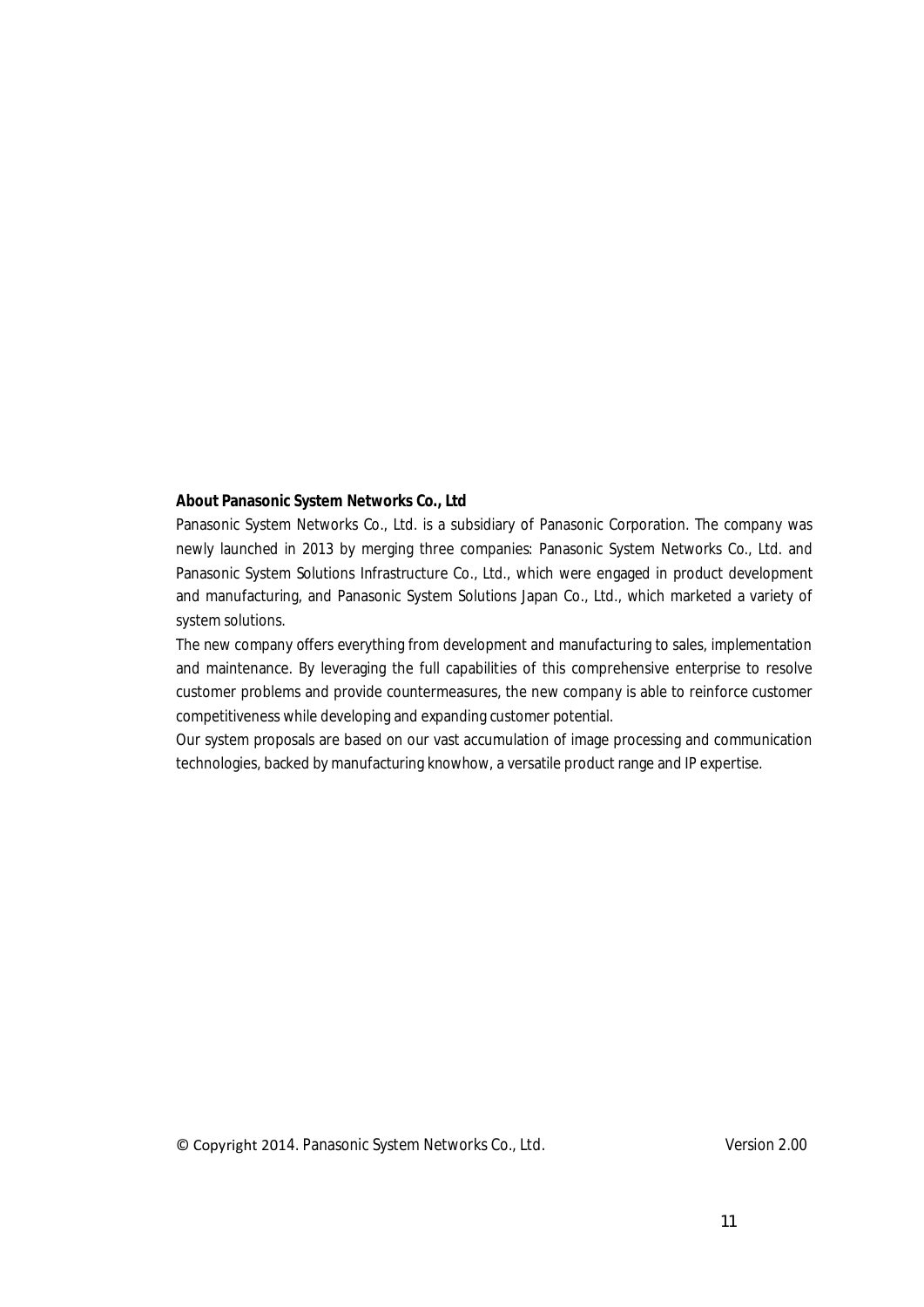**About Panasonic System Networks Co., Ltd**

Panasonic System Networks Co., Ltd. is a subsidiary of Panasonic Corporation. The company was newly launched in 2013 by merging three companies: Panasonic System Networks Co., Ltd. and Panasonic System Solutions Infrastructure Co., Ltd., which were engaged in product development and manufacturing, and Panasonic System Solutions Japan Co., Ltd., which marketed a variety of system solutions.

The new company offers everything from development and manufacturing to sales, implementation and maintenance. By leveraging the full capabilities of this comprehensive enterprise to resolve customer problems and provide countermeasures, the new company is able to reinforce customer competitiveness while developing and expanding customer potential.

Our system proposals are based on our vast accumulation of image processing and communication technologies, backed by manufacturing knowhow, a versatile product range and IP expertise.

© Copyright 2014. Panasonic System Networks Co., Ltd. Version 2.00